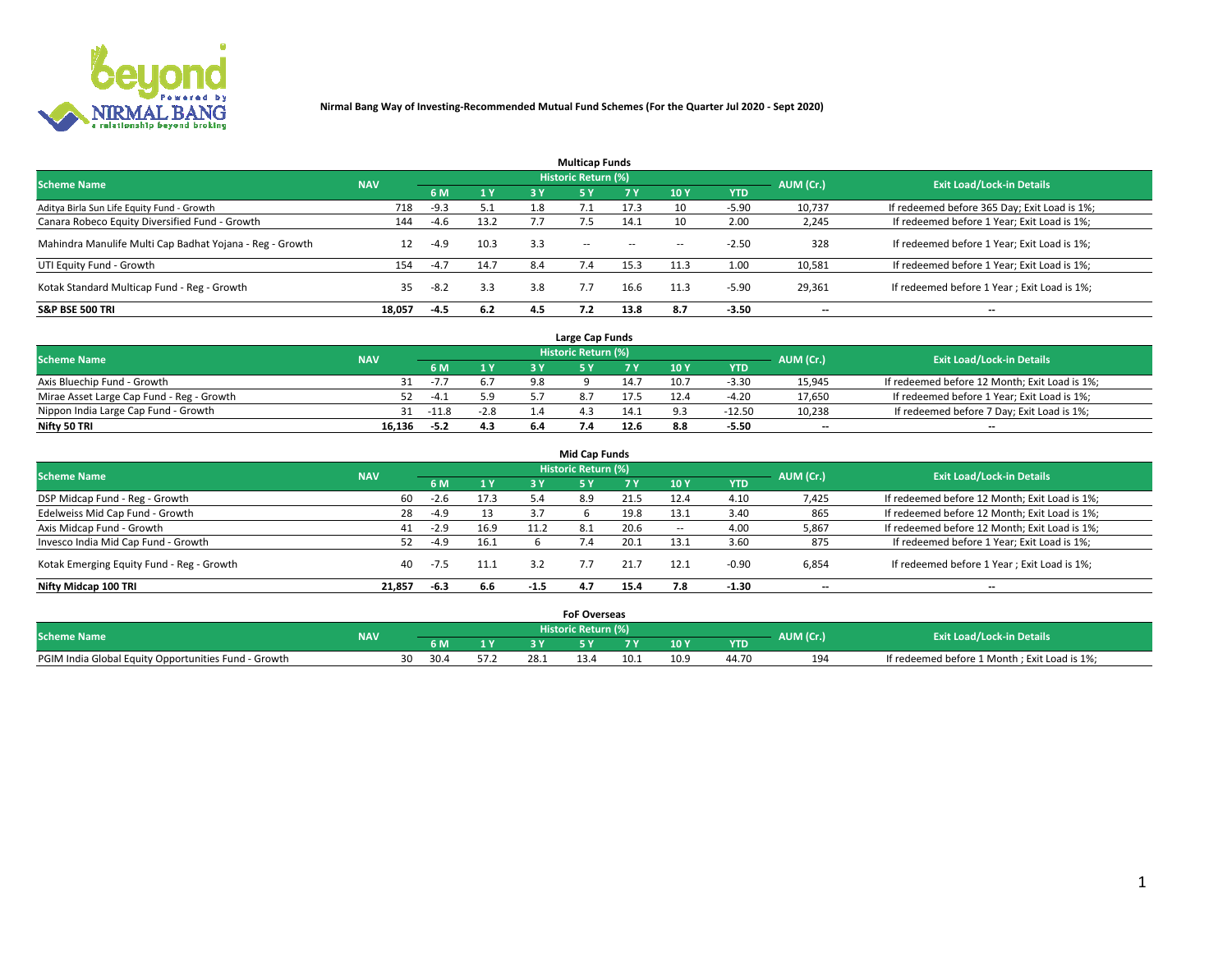# Nirmal Bang Way of Investing-Recommended Mutual Fund Schemes (For the Quarter Jul 2020 - Sept 2020)

## Multicap Funds

| Scheme Name | NAV | Historic Return (%) | | | | | | | AUM (Cr.) | Exit Load/Lock-in Details |
|---|---|---|---|---|---|---|---|---|---|---|
| | | 6 M | 1 Y | 3 Y | 5 Y | 7 Y | 10 Y | YTD | | |
| Aditya Birla Sun Life Equity Fund - Growth | 718 | -9.3 | 5.1 | 1.8 | 7.1 | 17.3 | 10 | -5.90 | 10,737 | If redeemed before 365 Day; Exit Load is 1%; |
| Canara Robeco Equity Diversified Fund - Growth | 144 | -4.6 | 13.2 | 7.7 | 7.5 | 14.1 | 10 | 2.00 | 2,245 | If redeemed before 1 Year; Exit Load is 1%; |
| Mahindra Manulife Multi Cap Badhat Yojana - Reg - Growth | 12 | -4.9 | 10.3 | 3.3 | -- | -- | -- | -2.50 | 328 | If redeemed before 1 Year; Exit Load is 1%; |
| UTI Equity Fund - Growth | 154 | -4.7 | 14.7 | 8.4 | 7.4 | 15.3 | 11.3 | 1.00 | 10,581 | If redeemed before 1 Year; Exit Load is 1%; |
| Kotak Standard Multicap Fund - Reg - Growth | 35 | -8.2 | 3.3 | 3.8 | 7.7 | 16.6 | 11.3 | -5.90 | 29,361 | If redeemed before 1 Year ; Exit Load is 1%; |
| **S&P BSE 500 TRI** | **18,057** | **-4.5** | **6.2** | **4.5** | **7.2** | **13.8** | **8.7** | **-3.50** | -- | -- |

## Large Cap Funds

| Scheme Name | NAV | Historic Return (%) | | | | | | | AUM (Cr.) | Exit Load/Lock-in Details |
|---|---|---|---|---|---|---|---|---|---|---|
| | | 6 M | 1 Y | 3 Y | 5 Y | 7 Y | 10 Y | YTD | | |
| Axis Bluechip Fund - Growth | 31 | -7.7 | 6.7 | 9.8 | 9 | 14.7 | 10.7 | -3.30 | 15,945 | If redeemed before 12 Month; Exit Load is 1%; |
| Mirae Asset Large Cap Fund - Reg - Growth | 52 | -4.1 | 5.9 | 5.7 | 8.7 | 17.5 | 12.4 | -4.20 | 17,650 | If redeemed before 1 Year; Exit Load is 1%; |
| Nippon India Large Cap Fund - Growth | 31 | -11.8 | -2.8 | 1.4 | 4.3 | 14.1 | 9.3 | -12.50 | 10,238 | If redeemed before 7 Day; Exit Load is 1%; |
| **Nifty 50 TRI** | **16,136** | **-5.2** | **4.3** | **6.4** | **7.4** | **12.6** | **8.8** | **-5.50** | -- | -- |

## Mid Cap Funds

| Scheme Name | NAV | Historic Return (%) | | | | | | | AUM (Cr.) | Exit Load/Lock-in Details |
|---|---|---|---|---|---|---|---|---|---|---|
| | | 6 M | 1 Y | 3 Y | 5 Y | 7 Y | 10 Y | YTD | | |
| DSP Midcap Fund - Reg - Growth | 60 | -2.6 | 17.3 | 5.4 | 8.9 | 21.5 | 12.4 | 4.10 | 7,425 | If redeemed before 12 Month; Exit Load is 1%; |
| Edelweiss Mid Cap Fund - Growth | 28 | -4.9 | 13 | 3.7 | 6 | 19.8 | 13.1 | 3.40 | 865 | If redeemed before 12 Month; Exit Load is 1%; |
| Axis Midcap Fund - Growth | 41 | -2.9 | 16.9 | 11.2 | 8.1 | 20.6 | -- | 4.00 | 5,867 | If redeemed before 12 Month; Exit Load is 1%; |
| Invesco India Mid Cap Fund - Growth | 52 | -4.9 | 16.1 | 6 | 7.4 | 20.1 | 13.1 | 3.60 | 875 | If redeemed before 1 Year; Exit Load is 1%; |
| Kotak Emerging Equity Fund - Reg - Growth | 40 | -7.5 | 11.1 | 3.2 | 7.7 | 21.7 | 12.1 | -0.90 | 6,854 | If redeemed before 1 Year ; Exit Load is 1%; |
| **Nifty Midcap 100 TRI** | **21,857** | **-6.3** | **6.6** | **-1.5** | **4.7** | **15.4** | **7.8** | **-1.30** | -- | -- |

## FoF Overseas

| Scheme Name | NAV | Historic Return (%) | | | | | | | AUM (Cr.) | Exit Load/Lock-in Details |
|---|---|---|---|---|---|---|---|---|---|---|
| | | 6 M | 1 Y | 3 Y | 5 Y | 7 Y | 10 Y | YTD | | |
| PGIM India Global Equity Opportunities Fund - Growth | 30 | 30.4 | 57.2 | 28.1 | 13.4 | 10.1 | 10.9 | 44.70 | 194 | If redeemed before 1 Month ; Exit Load is 1%; |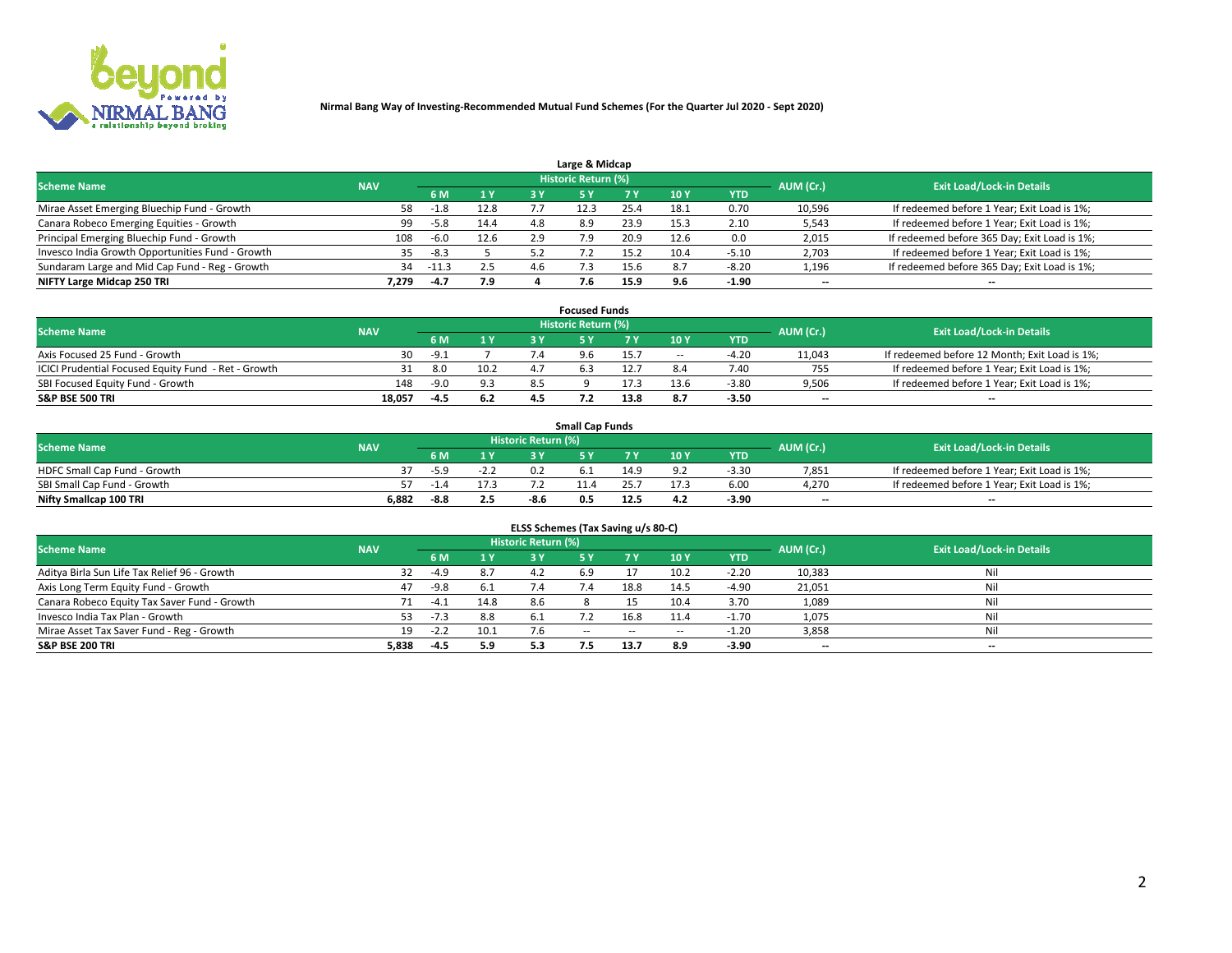# Nirmal Bang Way of Investing-Recommended Mutual Fund Schemes (For the Quarter Jul 2020 - Sept 2020)

## Large & Midcap

| Scheme Name | NAV | Historic Return (%) | | | | | | | AUM (Cr.) | Exit Load/Lock-in Details |
|---|---|---|---|---|---|---|---|---|---|---|
| | | 6 M | 1 Y | 3 Y | 5 Y | 7 Y | 10 Y | YTD | | |
| Mirae Asset Emerging Bluechip Fund - Growth | 58 | -1.8 | 12.8 | 7.7 | 12.3 | 25.4 | 18.1 | 0.70 | 10,596 | If redeemed before 1 Year; Exit Load is 1%; |
| Canara Robeco Emerging Equities - Growth | 99 | -5.8 | 14.4 | 4.8 | 8.9 | 23.9 | 15.3 | 2.10 | 5,543 | If redeemed before 1 Year; Exit Load is 1%; |
| Principal Emerging Bluechip Fund - Growth | 108 | -6.0 | 12.6 | 2.9 | 7.9 | 20.9 | 12.6 | 0.0 | 2,015 | If redeemed before 365 Day; Exit Load is 1%; |
| Invesco India Growth Opportunities Fund - Growth | 35 | -8.3 | 5 | 5.2 | 7.2 | 15.2 | 10.4 | -5.10 | 2,703 | If redeemed before 1 Year; Exit Load is 1%; |
| Sundaram Large and Mid Cap Fund - Reg - Growth | 34 | -11.3 | 2.5 | 4.6 | 7.3 | 15.6 | 8.7 | -8.20 | 1,196 | If redeemed before 365 Day; Exit Load is 1%; |
| **NIFTY Large Midcap 250 TRI** | **7,279** | **-4.7** | **7.9** | **4** | **7.6** | **15.9** | **9.6** | **-1.90** | -- | -- |

## Focused Funds

| Scheme Name | NAV | Historic Return (%) | | | | | | | AUM (Cr.) | Exit Load/Lock-in Details |
|---|---|---|---|---|---|---|---|---|---|---|
| | | 6 M | 1 Y | 3 Y | 5 Y | 7 Y | 10 Y | YTD | | |
| Axis Focused 25 Fund - Growth | 30 | -9.1 | 7 | 7.4 | 9.6 | 15.7 | -- | -4.20 | 11,043 | If redeemed before 12 Month; Exit Load is 1%; |
| ICICI Prudential Focused Equity Fund - Ret - Growth | 31 | 8.0 | 10.2 | 4.7 | 6.3 | 12.7 | 8.4 | 7.40 | 755 | If redeemed before 1 Year; Exit Load is 1%; |
| SBI Focused Equity Fund - Growth | 148 | -9.0 | 9.3 | 8.5 | 9 | 17.3 | 13.6 | -3.80 | 9,506 | If redeemed before 1 Year; Exit Load is 1%; |
| **S&P BSE 500 TRI** | **18,057** | **-4.5** | **6.2** | **4.5** | **7.2** | **13.8** | **8.7** | **-3.50** | -- | -- |

## Small Cap Funds

| Scheme Name | NAV | Historic Return (%) | | | | | | | AUM (Cr.) | Exit Load/Lock-in Details |
|---|---|---|---|---|---|---|---|---|---|---|
| | | 6 M | 1 Y | 3 Y | 5 Y | 7 Y | 10 Y | YTD | | |
| HDFC Small Cap Fund - Growth | 37 | -5.9 | -2.2 | 0.2 | 6.1 | 14.9 | 9.2 | -3.30 | 7,851 | If redeemed before 1 Year; Exit Load is 1%; |
| SBI Small Cap Fund - Growth | 57 | -1.4 | 17.3 | 7.2 | 11.4 | 25.7 | 17.3 | 6.00 | 4,270 | If redeemed before 1 Year; Exit Load is 1%; |
| **Nifty Smallcap 100 TRI** | **6,882** | **-8.8** | **2.5** | **-8.6** | **0.5** | **12.5** | **4.2** | **-3.90** | -- | -- |

## ELSS Schemes (Tax Saving u/s 80-C)

| Scheme Name | NAV | Historic Return (%) | | | | | | | AUM (Cr.) | Exit Load/Lock-in Details |
|---|---|---|---|---|---|---|---|---|---|---|
| | | 6 M | 1 Y | 3 Y | 5 Y | 7 Y | 10 Y | YTD | | |
| Aditya Birla Sun Life Tax Relief 96 - Growth | 32 | -4.9 | 8.7 | 4.2 | 6.9 | 17 | 10.2 | -2.20 | 10,383 | Nil |
| Axis Long Term Equity Fund - Growth | 47 | -9.8 | 6.1 | 7.4 | 7.4 | 18.8 | 14.5 | -4.90 | 21,051 | Nil |
| Canara Robeco Equity Tax Saver Fund - Growth | 71 | -4.1 | 14.8 | 8.6 | 8 | 15 | 10.4 | 3.70 | 1,089 | Nil |
| Invesco India Tax Plan - Growth | 53 | -7.3 | 8.8 | 6.1 | 7.2 | 16.8 | 11.4 | -1.70 | 1,075 | Nil |
| Mirae Asset Tax Saver Fund - Reg - Growth | 19 | -2.2 | 10.1 | 7.6 | -- | -- | -- | -1.20 | 3,858 | Nil |
| **S&P BSE 200 TRI** | **5,838** | **-4.5** | **5.9** | **5.3** | **7.5** | **13.7** | **8.9** | **-3.90** | -- | -- |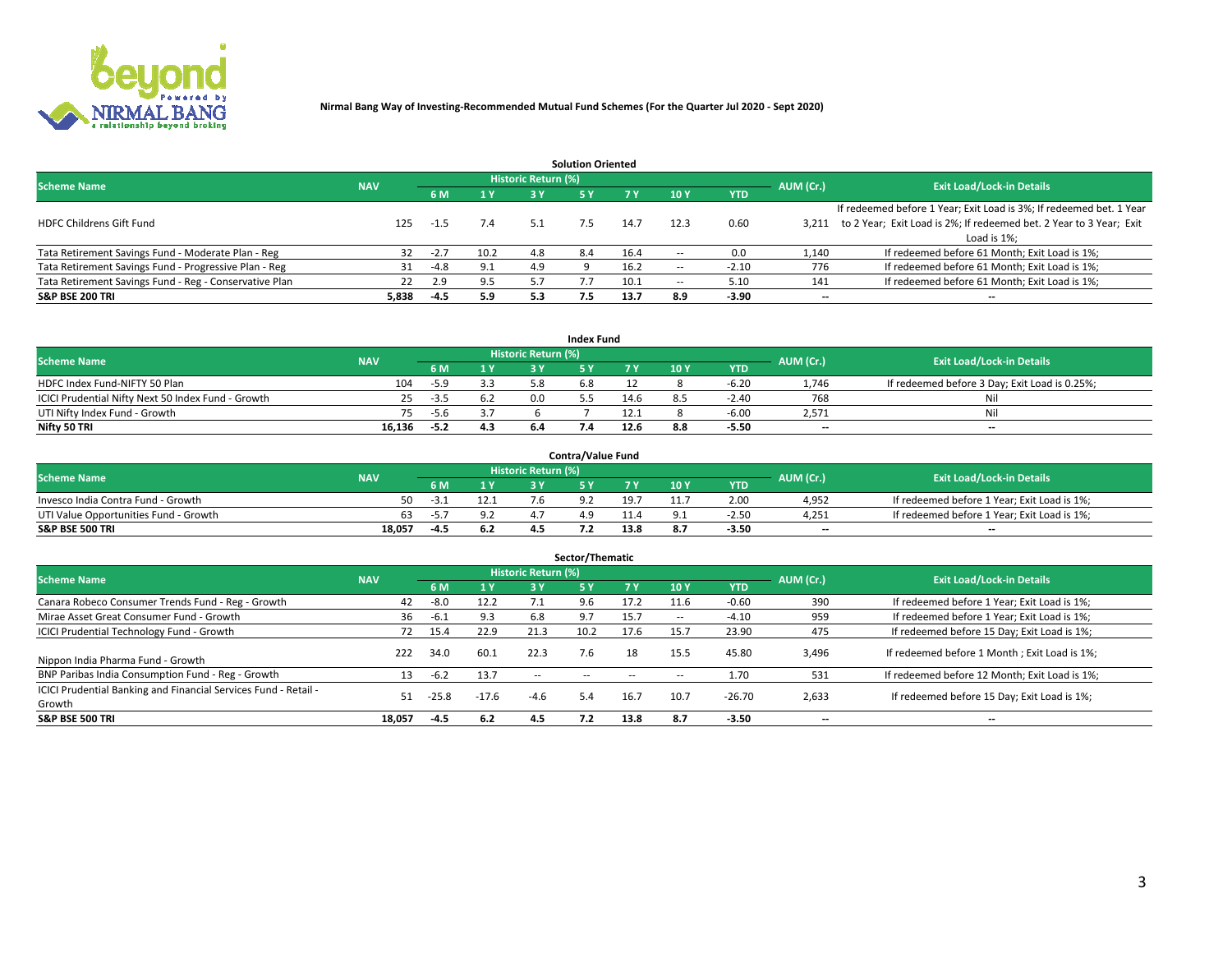**Nirmal Bang Way of Investing-Recommended Mutual Fund Schemes (For the Quarter Jul 2020 - Sept 2020)**

### Solution Oriented

| Scheme Name | NAV | Historic Return (%) | | | | | | | AUM (Cr.) | Exit Load/Lock-in Details |
|---|---|---|---|---|---|---|---|---|---|---|
| | | 6 M | 1 Y | 3 Y | 5 Y | 7 Y | 10 Y | YTD | | |
| HDFC Childrens Gift Fund | 125 | -1.5 | 7.4 | 5.1 | 7.5 | 14.7 | 12.3 | 0.60 | 3,211 | If redeemed before 1 Year; Exit Load is 3%; If redeemed bet. 1 Year to 2 Year; Exit Load is 2%; If redeemed bet. 2 Year to 3 Year; Exit Load is 1%; |
| Tata Retirement Savings Fund - Moderate Plan - Reg | 32 | -2.7 | 10.2 | 4.8 | 8.4 | 16.4 | -- | 0.0 | 1,140 | If redeemed before 61 Month; Exit Load is 1%; |
| Tata Retirement Savings Fund - Progressive Plan - Reg | 31 | -4.8 | 9.1 | 4.9 | 9 | 16.2 | -- | -2.10 | 776 | If redeemed before 61 Month; Exit Load is 1%; |
| Tata Retirement Savings Fund - Reg - Conservative Plan | 22 | 2.9 | 9.5 | 5.7 | 7.7 | 10.1 | -- | 5.10 | 141 | If redeemed before 61 Month; Exit Load is 1%; |
| **S&P BSE 200 TRI** | **5,838** | **-4.5** | **5.9** | **5.3** | **7.5** | **13.7** | **8.9** | **-3.90** | -- | -- |

### Index Fund

| Scheme Name | NAV | Historic Return (%) | | | | | | | AUM (Cr.) | Exit Load/Lock-in Details |
|---|---|---|---|---|---|---|---|---|---|---|
| | | 6 M | 1 Y | 3 Y | 5 Y | 7 Y | 10 Y | YTD | | |
| HDFC Index Fund-NIFTY 50 Plan | 104 | -5.9 | 3.3 | 5.8 | 6.8 | 12 | 8 | -6.20 | 1,746 | If redeemed before 3 Day; Exit Load is 0.25%; |
| ICICI Prudential Nifty Next 50 Index Fund - Growth | 25 | -3.5 | 6.2 | 0.0 | 5.5 | 14.6 | 8.5 | -2.40 | 768 | Nil |
| UTI Nifty Index Fund - Growth | 75 | -5.6 | 3.7 | 6 | 7 | 12.1 | 8 | -6.00 | 2,571 | Nil |
| **Nifty 50 TRI** | **16,136** | **-5.2** | **4.3** | **6.4** | **7.4** | **12.6** | **8.8** | **-5.50** | -- | -- |

### Contra/Value Fund

| Scheme Name | NAV | Historic Return (%) | | | | | | | AUM (Cr.) | Exit Load/Lock-in Details |
|---|---|---|---|---|---|---|---|---|---|---|
| | | 6 M | 1 Y | 3 Y | 5 Y | 7 Y | 10 Y | YTD | | |
| Invesco India Contra Fund - Growth | 50 | -3.1 | 12.1 | 7.6 | 9.2 | 19.7 | 11.7 | 2.00 | 4,952 | If redeemed before 1 Year; Exit Load is 1%; |
| UTI Value Opportunities Fund - Growth | 63 | -5.7 | 9.2 | 4.7 | 4.9 | 11.4 | 9.1 | -2.50 | 4,251 | If redeemed before 1 Year; Exit Load is 1%; |
| **S&P BSE 500 TRI** | **18,057** | **-4.5** | **6.2** | **4.5** | **7.2** | **13.8** | **8.7** | **-3.50** | -- | -- |

### Sector/Thematic

| Scheme Name | NAV | Historic Return (%) | | | | | | | AUM (Cr.) | Exit Load/Lock-in Details |
|---|---|---|---|---|---|---|---|---|---|---|
| | | 6 M | 1 Y | 3 Y | 5 Y | 7 Y | 10 Y | YTD | | |
| Canara Robeco Consumer Trends Fund - Reg - Growth | 42 | -8.0 | 12.2 | 7.1 | 9.6 | 17.2 | 11.6 | -0.60 | 390 | If redeemed before 1 Year; Exit Load is 1%; |
| Mirae Asset Great Consumer Fund - Growth | 36 | -6.1 | 9.3 | 6.8 | 9.7 | 15.7 | -- | -4.10 | 959 | If redeemed before 1 Year; Exit Load is 1%; |
| ICICI Prudential Technology Fund - Growth | 72 | 15.4 | 22.9 | 21.3 | 10.2 | 17.6 | 15.7 | 23.90 | 475 | If redeemed before 15 Day; Exit Load is 1%; |
| Nippon India Pharma Fund - Growth | 222 | 34.0 | 60.1 | 22.3 | 7.6 | 18 | 15.5 | 45.80 | 3,496 | If redeemed before 1 Month ; Exit Load is 1%; |
| BNP Paribas India Consumption Fund - Reg - Growth | 13 | -6.2 | 13.7 | -- | -- | -- | -- | 1.70 | 531 | If redeemed before 12 Month; Exit Load is 1%; |
| ICICI Prudential Banking and Financial Services Fund - Retail - Growth | 51 | -25.8 | -17.6 | -4.6 | 5.4 | 16.7 | 10.7 | -26.70 | 2,633 | If redeemed before 15 Day; Exit Load is 1%; |
| **S&P BSE 500 TRI** | **18,057** | **-4.5** | **6.2** | **4.5** | **7.2** | **13.8** | **8.7** | **-3.50** | -- | -- |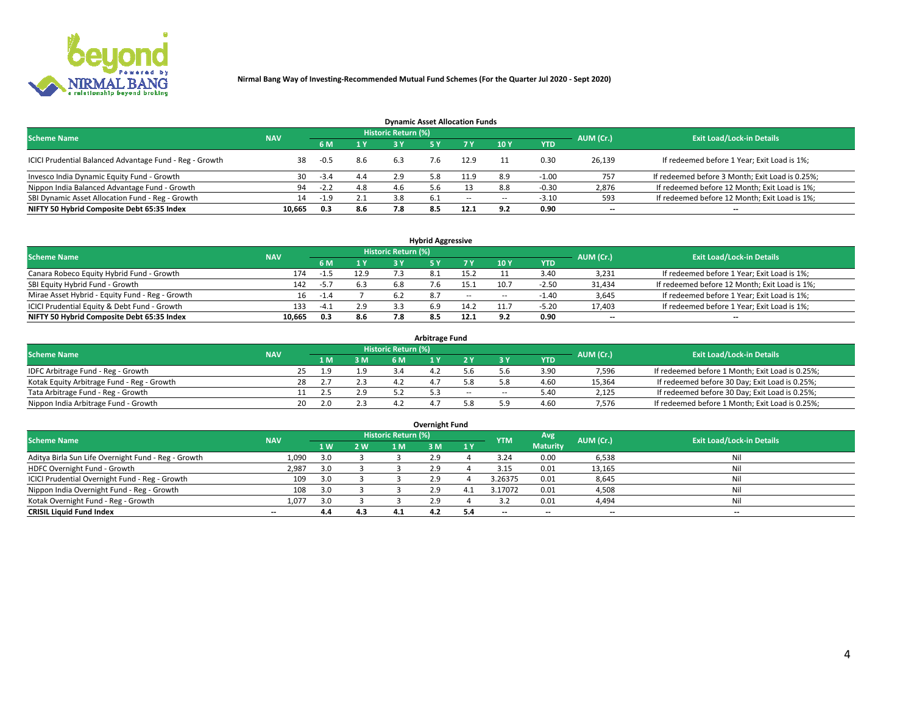**Nirmal Bang Way of Investing-Recommended Mutual Fund Schemes (For the Quarter Jul 2020 - Sept 2020)**

## Dynamic Asset Allocation Funds

| Scheme Name | NAV | Historic Return (%) | | | | | | | AUM (Cr.) | Exit Load/Lock-in Details |
|---|---|---|---|---|---|---|---|---|---|---|
| | | 6 M | 1 Y | 3 Y | 5 Y | 7 Y | 10 Y | YTD | | |
| ICICI Prudential Balanced Advantage Fund - Reg - Growth | 38 | -0.5 | 8.6 | 6.3 | 7.6 | 12.9 | 11 | 0.30 | 26,139 | If redeemed before 1 Year; Exit Load is 1%; |
| Invesco India Dynamic Equity Fund - Growth | 30 | -3.4 | 4.4 | 2.9 | 5.8 | 11.9 | 8.9 | -1.00 | 757 | If redeemed before 3 Month; Exit Load is 0.25%; |
| Nippon India Balanced Advantage Fund - Growth | 94 | -2.2 | 4.8 | 4.6 | 5.6 | 13 | 8.8 | -0.30 | 2,876 | If redeemed before 12 Month; Exit Load is 1%; |
| SBI Dynamic Asset Allocation Fund - Reg - Growth | 14 | -1.9 | 2.1 | 3.8 | 6.1 | -- | -- | -3.10 | 593 | If redeemed before 12 Month; Exit Load is 1%; |
| **NIFTY 50 Hybrid Composite Debt 65:35 Index** | **10,665** | **0.3** | **8.6** | **7.8** | **8.5** | **12.1** | **9.2** | **0.90** | **--** | **--** |

## Hybrid Aggressive

| Scheme Name | NAV | Historic Return (%) | | | | | | | AUM (Cr.) | Exit Load/Lock-in Details |
|---|---|---|---|---|---|---|---|---|---|---|
| | | 6 M | 1 Y | 3 Y | 5 Y | 7 Y | 10 Y | YTD | | |
| Canara Robeco Equity Hybrid Fund - Growth | 174 | -1.5 | 12.9 | 7.3 | 8.1 | 15.2 | 11 | 3.40 | 3,231 | If redeemed before 1 Year; Exit Load is 1%; |
| SBI Equity Hybrid Fund - Growth | 142 | -5.7 | 6.3 | 6.8 | 7.6 | 15.1 | 10.7 | -2.50 | 31,434 | If redeemed before 12 Month; Exit Load is 1%; |
| Mirae Asset Hybrid - Equity Fund - Reg - Growth | 16 | -1.4 | 7 | 6.2 | 8.7 | -- | -- | -1.40 | 3,645 | If redeemed before 1 Year; Exit Load is 1%; |
| ICICI Prudential Equity & Debt Fund - Growth | 133 | -4.1 | 2.9 | 3.3 | 6.9 | 14.2 | 11.7 | -5.20 | 17,403 | If redeemed before 1 Year; Exit Load is 1%; |
| **NIFTY 50 Hybrid Composite Debt 65:35 Index** | **10,665** | **0.3** | **8.6** | **7.8** | **8.5** | **12.1** | **9.2** | **0.90** | **--** | **--** |

## Arbitrage Fund

| Scheme Name | NAV | Historic Return (%) | | | | | | | AUM (Cr.) | Exit Load/Lock-in Details |
|---|---|---|---|---|---|---|---|---|---|---|
| | | 1 M | 3 M | 6 M | 1 Y | 2 Y | 3 Y | YTD | | |
| IDFC Arbitrage Fund - Reg - Growth | 25 | 1.9 | 1.9 | 3.4 | 4.2 | 5.6 | 5.6 | 3.90 | 7,596 | If redeemed before 1 Month; Exit Load is 0.25%; |
| Kotak Equity Arbitrage Fund - Reg - Growth | 28 | 2.7 | 2.3 | 4.2 | 4.7 | 5.8 | 5.8 | 4.60 | 15,364 | If redeemed before 30 Day; Exit Load is 0.25%; |
| Tata Arbitrage Fund - Reg - Growth | 11 | 2.5 | 2.9 | 5.2 | 5.3 | -- | -- | 5.40 | 2,125 | If redeemed before 30 Day; Exit Load is 0.25%; |
| Nippon India Arbitrage Fund - Growth | 20 | 2.0 | 2.3 | 4.2 | 4.7 | 5.8 | 5.9 | 4.60 | 7,576 | If redeemed before 1 Month; Exit Load is 0.25%; |

## Overnight Fund

| Scheme Name | NAV | Historic Return (%) | | | | | YTM | Avg Maturity | AUM (Cr.) | Exit Load/Lock-in Details |
|---|---|---|---|---|---|---|---|---|---|---|
| | | 1 W | 2 W | 1 M | 3 M | 1 Y | | | | |
| Aditya Birla Sun Life Overnight Fund - Reg - Growth | 1,090 | 3.0 | 3 | 3 | 2.9 | 4 | 3.24 | 0.00 | 6,538 | Nil |
| HDFC Overnight Fund - Growth | 2,987 | 3.0 | 3 | 3 | 2.9 | 4 | 3.15 | 0.01 | 13,165 | Nil |
| ICICI Prudential Overnight Fund - Reg - Growth | 109 | 3.0 | 3 | 3 | 2.9 | 4 | 3.26375 | 0.01 | 8,645 | Nil |
| Nippon India Overnight Fund - Reg - Growth | 108 | 3.0 | 3 | 3 | 2.9 | 4.1 | 3.17072 | 0.01 | 4,508 | Nil |
| Kotak Overnight Fund - Reg - Growth | 1,077 | 3.0 | 3 | 3 | 2.9 | 4 | 3.2 | 0.01 | 4,494 | Nil |
| **CRISIL Liquid Fund Index** | **--** | **4.4** | **4.3** | **4.1** | **4.2** | **5.4** | **--** | **--** | **--** | **--** |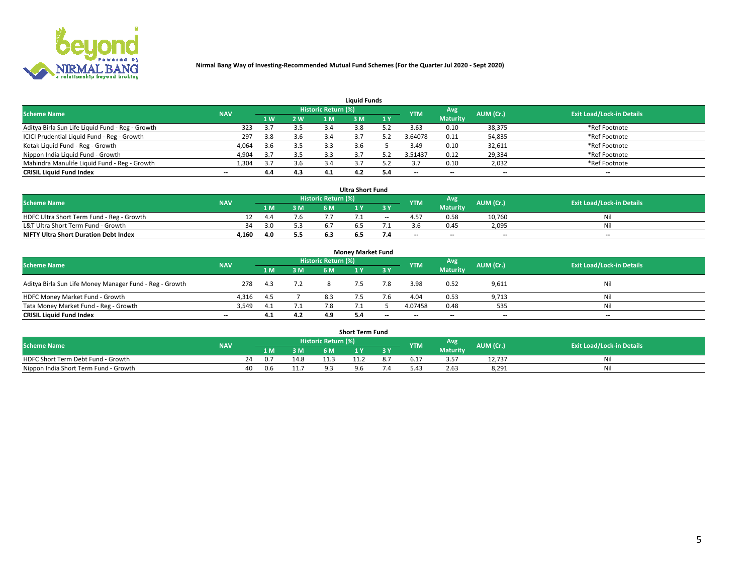**Nirmal Bang Way of Investing-Recommended Mutual Fund Schemes (For the Quarter Jul 2020 - Sept 2020)**

## Liquid Funds

| Scheme Name | NAV | Historic Return (%) | | | | | YTM | Avg Maturity | AUM (Cr.) | Exit Load/Lock-in Details |
|---|---|---|---|---|---|---|---|---|---|---|
| | | 1 W | 2 W | 1 M | 3 M | 1 Y | | | | |
| Aditya Birla Sun Life Liquid Fund - Reg - Growth | 323 | 3.7 | 3.5 | 3.4 | 3.8 | 5.2 | 3.63 | 0.10 | 38,375 | *Ref Footnote |
| ICICI Prudential Liquid Fund - Reg - Growth | 297 | 3.8 | 3.6 | 3.4 | 3.7 | 5.2 | 3.64078 | 0.11 | 54,835 | *Ref Footnote |
| Kotak Liquid Fund - Reg - Growth | 4,064 | 3.6 | 3.5 | 3.3 | 3.6 | 5 | 3.49 | 0.10 | 32,611 | *Ref Footnote |
| Nippon India Liquid Fund - Growth | 4,904 | 3.7 | 3.5 | 3.3 | 3.7 | 5.2 | 3.51437 | 0.12 | 29,334 | *Ref Footnote |
| Mahindra Manulife Liquid Fund - Reg - Growth | 1,304 | 3.7 | 3.6 | 3.4 | 3.7 | 5.2 | 3.7 | 0.10 | 2,032 | *Ref Footnote |
| **CRISIL Liquid Fund Index** | -- | **4.4** | **4.3** | **4.1** | **4.2** | **5.4** | -- | -- | -- | -- |

## Ultra Short Fund

| Scheme Name | NAV | Historic Return (%) | | | | | YTM | Avg Maturity | AUM (Cr.) | Exit Load/Lock-in Details |
|---|---|---|---|---|---|---|---|---|---|---|
| | | 1 M | 3 M | 6 M | 1 Y | 3 Y | | | | |
| HDFC Ultra Short Term Fund - Reg - Growth | 12 | 4.4 | 7.6 | 7.7 | 7.1 | -- | 4.57 | 0.58 | 10,760 | Nil |
| L&T Ultra Short Term Fund - Growth | 34 | 3.0 | 5.3 | 6.7 | 6.5 | 7.1 | 3.6 | 0.45 | 2,095 | Nil |
| **NIFTY Ultra Short Duration Debt Index** | **4,160** | **4.0** | **5.5** | **6.3** | **6.5** | **7.4** | -- | -- | -- | -- |

## Money Market Fund

| Scheme Name | NAV | Historic Return (%) | | | | | YTM | Avg Maturity | AUM (Cr.) | Exit Load/Lock-in Details |
|---|---|---|---|---|---|---|---|---|---|---|
| | | 1 M | 3 M | 6 M | 1 Y | 3 Y | | | | |
| Aditya Birla Sun Life Money Manager Fund - Reg - Growth | 278 | 4.3 | 7.2 | 8 | 7.5 | 7.8 | 3.98 | 0.52 | 9,611 | Nil |
| HDFC Money Market Fund - Growth | 4,316 | 4.5 | 7 | 8.3 | 7.5 | 7.6 | 4.04 | 0.53 | 9,713 | Nil |
| Tata Money Market Fund - Reg - Growth | 3,549 | 4.1 | 7.1 | 7.8 | 7.1 | 5 | 4.07458 | 0.48 | 535 | Nil |
| **CRISIL Liquid Fund Index** | -- | **4.1** | **4.2** | **4.9** | **5.4** | -- | -- | -- | -- | -- |

## Short Term Fund

| Scheme Name | NAV | Historic Return (%) | | | | | YTM | Avg Maturity | AUM (Cr.) | Exit Load/Lock-in Details |
|---|---|---|---|---|---|---|---|---|---|---|
| | | 1 M | 3 M | 6 M | 1 Y | 3 Y | | | | |
| HDFC Short Term Debt Fund - Growth | 24 | 0.7 | 14.8 | 11.3 | 11.2 | 8.7 | 6.17 | 3.57 | 12,737 | Nil |
| Nippon India Short Term Fund - Growth | 40 | 0.6 | 11.7 | 9.3 | 9.6 | 7.4 | 5.43 | 2.63 | 8,291 | Nil |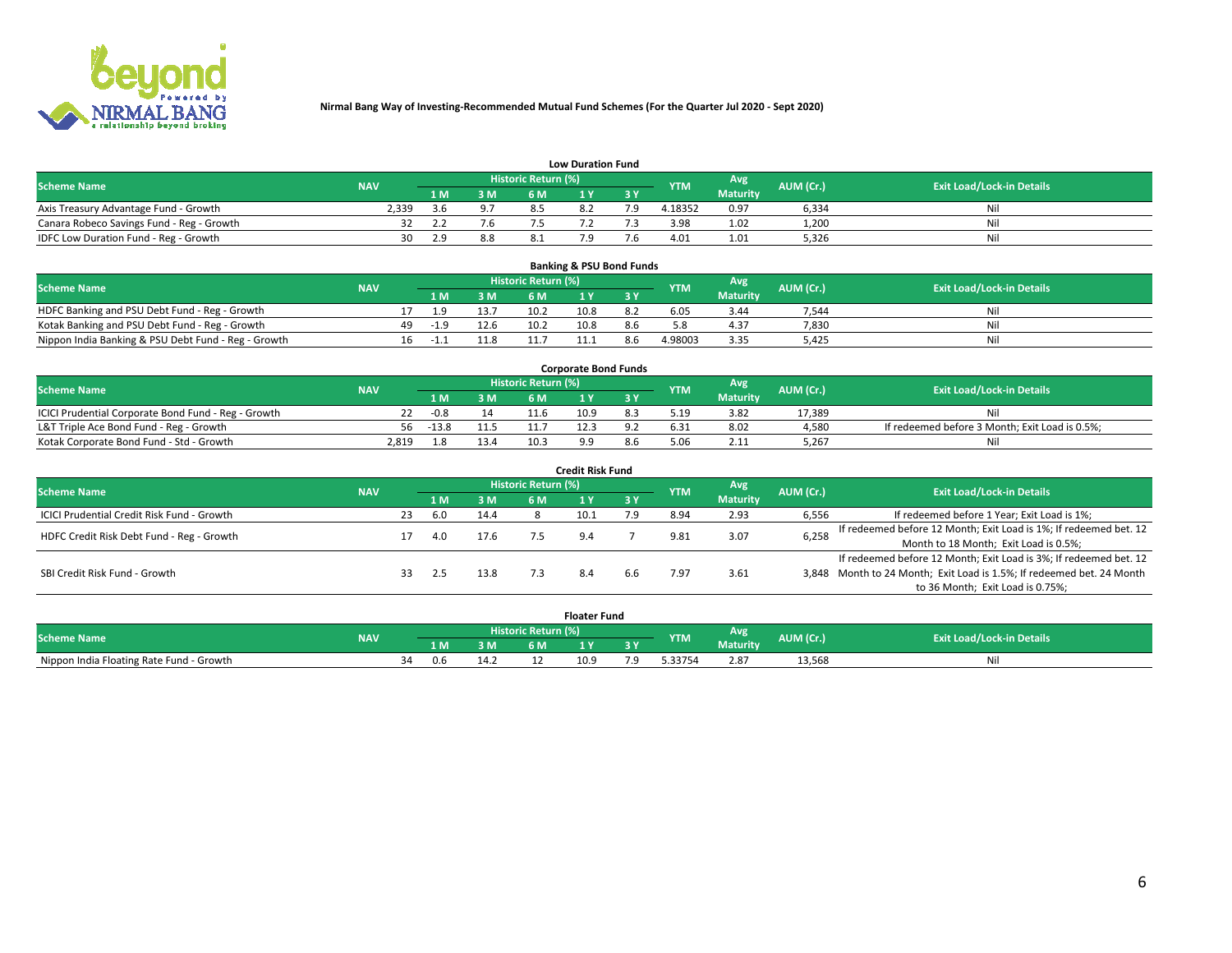**Nirmal Bang Way of Investing-Recommended Mutual Fund Schemes (For the Quarter Jul 2020 - Sept 2020)**

## Low Duration Fund

| Scheme Name | NAV | Historic Return (%) | | | | | YTM | Avg Maturity | AUM (Cr.) | Exit Load/Lock-in Details |
|---|---|---|---|---|---|---|---|---|---|---|
| | | 1 M | 3 M | 6 M | 1 Y | 3 Y | | | | |
| Axis Treasury Advantage Fund - Growth | 2,339 | 3.6 | 9.7 | 8.5 | 8.2 | 7.9 | 4.18352 | 0.97 | 6,334 | Nil |
| Canara Robeco Savings Fund - Reg - Growth | 32 | 2.2 | 7.6 | 7.5 | 7.2 | 7.3 | 3.98 | 1.02 | 1,200 | Nil |
| IDFC Low Duration Fund - Reg - Growth | 30 | 2.9 | 8.8 | 8.1 | 7.9 | 7.6 | 4.01 | 1.01 | 5,326 | Nil |

## Banking & PSU Bond Funds

| Scheme Name | NAV | Historic Return (%) | | | | | YTM | Avg Maturity | AUM (Cr.) | Exit Load/Lock-in Details |
|---|---|---|---|---|---|---|---|---|---|---|
| | | 1 M | 3 M | 6 M | 1 Y | 3 Y | | | | |
| HDFC Banking and PSU Debt Fund - Reg - Growth | 17 | 1.9 | 13.7 | 10.2 | 10.8 | 8.2 | 6.05 | 3.44 | 7,544 | Nil |
| Kotak Banking and PSU Debt Fund - Reg - Growth | 49 | -1.9 | 12.6 | 10.2 | 10.8 | 8.6 | 5.8 | 4.37 | 7,830 | Nil |
| Nippon India Banking & PSU Debt Fund - Reg - Growth | 16 | -1.1 | 11.8 | 11.7 | 11.1 | 8.6 | 4.98003 | 3.35 | 5,425 | Nil |

## Corporate Bond Funds

| Scheme Name | NAV | Historic Return (%) | | | | | YTM | Avg Maturity | AUM (Cr.) | Exit Load/Lock-in Details |
|---|---|---|---|---|---|---|---|---|---|---|
| | | 1 M | 3 M | 6 M | 1 Y | 3 Y | | | | |
| ICICI Prudential Corporate Bond Fund - Reg - Growth | 22 | -0.8 | 14 | 11.6 | 10.9 | 8.3 | 5.19 | 3.82 | 17,389 | Nil |
| L&T Triple Ace Bond Fund - Reg - Growth | 56 | -13.8 | 11.5 | 11.7 | 12.3 | 9.2 | 6.31 | 8.02 | 4,580 | If redeemed before 3 Month; Exit Load is 0.5%; |
| Kotak Corporate Bond Fund - Std - Growth | 2,819 | 1.8 | 13.4 | 10.3 | 9.9 | 8.6 | 5.06 | 2.11 | 5,267 | Nil |

## Credit Risk Fund

| Scheme Name | NAV | Historic Return (%) | | | | | YTM | Avg Maturity | AUM (Cr.) | Exit Load/Lock-in Details |
|---|---|---|---|---|---|---|---|---|---|---|
| | | 1 M | 3 M | 6 M | 1 Y | 3 Y | | | | |
| ICICI Prudential Credit Risk Fund - Growth | 23 | 6.0 | 14.4 | 8 | 10.1 | 7.9 | 8.94 | 2.93 | 6,556 | If redeemed before 1 Year; Exit Load is 1%; |
| HDFC Credit Risk Debt Fund - Reg - Growth | 17 | 4.0 | 17.6 | 7.5 | 9.4 | 7 | 9.81 | 3.07 | 6,258 | If redeemed before 12 Month; Exit Load is 1%; If redeemed bet. 12 Month to 18 Month; Exit Load is 0.5%; |
| SBI Credit Risk Fund - Growth | 33 | 2.5 | 13.8 | 7.3 | 8.4 | 6.6 | 7.97 | 3.61 | 3,848 | If redeemed before 12 Month; Exit Load is 3%; If redeemed bet. 12 Month to 24 Month; Exit Load is 1.5%; If redeemed bet. 24 Month to 36 Month; Exit Load is 0.75%; |

## Floater Fund

| Scheme Name | NAV | Historic Return (%) | | | | | YTM | Avg Maturity | AUM (Cr.) | Exit Load/Lock-in Details |
|---|---|---|---|---|---|---|---|---|---|---|
| | | 1 M | 3 M | 6 M | 1 Y | 3 Y | | | | |
| Nippon India Floating Rate Fund - Growth | 34 | 0.6 | 14.2 | 12 | 10.9 | 7.9 | 5.33754 | 2.87 | 13,568 | Nil |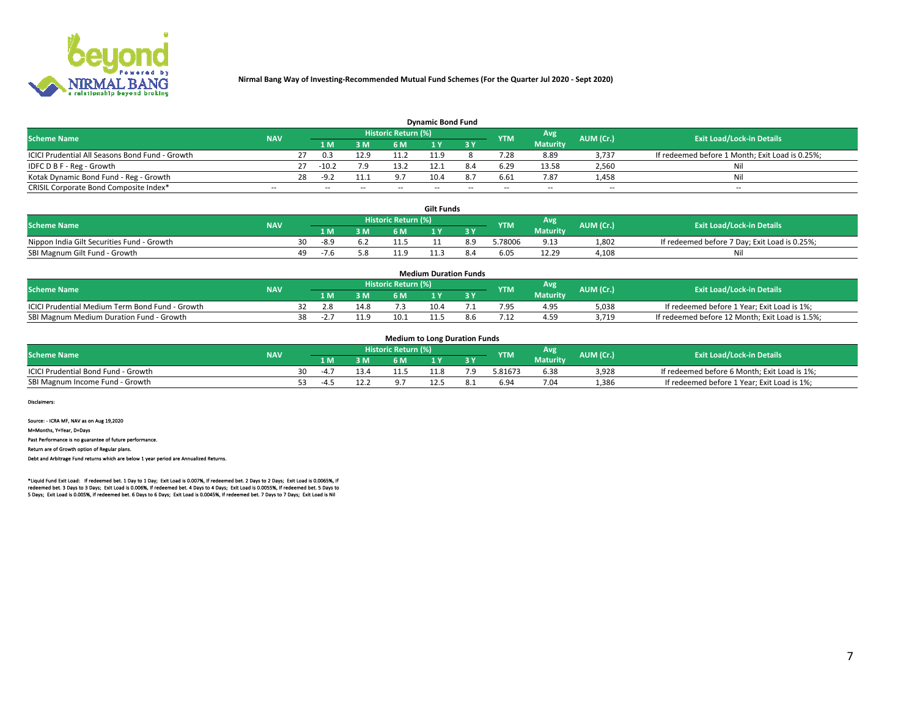**Nirmal Bang Way of Investing-Recommended Mutual Fund Schemes (For the Quarter Jul 2020 - Sept 2020)**

### Dynamic Bond Fund

| Scheme Name | NAV | Historic Return (%) | | | | | YTM | Avg Maturity | AUM (Cr.) | Exit Load/Lock-in Details |
|---|---|---|---|---|---|---|---|---|---|---|
| | | 1 M | 3 M | 6 M | 1 Y | 3 Y | | | | |
| ICICI Prudential All Seasons Bond Fund - Growth | 27 | 0.3 | 12.9 | 11.2 | 11.9 | 8 | 7.28 | 8.89 | 3,737 | If redeemed before 1 Month; Exit Load is 0.25%; |
| IDFC D B F - Reg - Growth | 27 | -10.2 | 7.9 | 13.2 | 12.1 | 8.4 | 6.29 | 13.58 | 2,560 | Nil |
| Kotak Dynamic Bond Fund - Reg - Growth | 28 | -9.2 | 11.1 | 9.7 | 10.4 | 8.7 | 6.61 | 7.87 | 1,458 | Nil |
| CRISIL Corporate Bond Composite Index* | -- | -- | -- | -- | -- | -- | -- | -- | -- | -- |

### Gilt Funds

| Scheme Name | NAV | Historic Return (%) | | | | | YTM | Avg Maturity | AUM (Cr.) | Exit Load/Lock-in Details |
|---|---|---|---|---|---|---|---|---|---|---|
| | | 1 M | 3 M | 6 M | 1 Y | 3 Y | | | | |
| Nippon India Gilt Securities Fund - Growth | 30 | -8.9 | 6.2 | 11.5 | 11 | 8.9 | 5.78006 | 9.13 | 1,802 | If redeemed before 7 Day; Exit Load is 0.25%; |
| SBI Magnum Gilt Fund - Growth | 49 | -7.6 | 5.8 | 11.9 | 11.3 | 8.4 | 6.05 | 12.29 | 4,108 | Nil |

### Medium Duration Funds

| Scheme Name | NAV | Historic Return (%) | | | | | YTM | Avg Maturity | AUM (Cr.) | Exit Load/Lock-in Details |
|---|---|---|---|---|---|---|---|---|---|---|
| | | 1 M | 3 M | 6 M | 1 Y | 3 Y | | | | |
| ICICI Prudential Medium Term Bond Fund - Growth | 32 | 2.8 | 14.8 | 7.3 | 10.4 | 7.1 | 7.95 | 4.95 | 5,038 | If redeemed before 1 Year; Exit Load is 1%; |
| SBI Magnum Medium Duration Fund - Growth | 38 | -2.7 | 11.9 | 10.1 | 11.5 | 8.6 | 7.12 | 4.59 | 3,719 | If redeemed before 12 Month; Exit Load is 1.5%; |

### Medium to Long Duration Funds

| Scheme Name | NAV | Historic Return (%) | | | | | YTM | Avg Maturity | AUM (Cr.) | Exit Load/Lock-in Details |
|---|---|---|---|---|---|---|---|---|---|---|
| | | 1 M | 3 M | 6 M | 1 Y | 3 Y | | | | |
| ICICI Prudential Bond Fund - Growth | 30 | -4.7 | 13.4 | 11.5 | 11.8 | 7.9 | 5.81673 | 6.38 | 3,928 | If redeemed before 6 Month; Exit Load is 1%; |
| SBI Magnum Income Fund - Growth | 53 | -4.5 | 12.2 | 9.7 | 12.5 | 8.1 | 6.94 | 7.04 | 1,386 | If redeemed before 1 Year; Exit Load is 1%; |

Disclaimers:

Source: - ICRA MF, NAV as on Aug 19,2020

M=Months, Y=Year, D=Days

Past Performance is no guarantee of future performance.

Return are of Growth option of Regular plans.

Debt and Arbitrage Fund returns which are below 1 year period are Annualized Returns.

*Liquid Fund Exit Load: If redeemed bet. 1 Day to 1 Day; Exit Load is 0.007%, If redeemed bet. 2 Days to 2 Days; Exit Load is 0.0065%, If redeemed bet. 3 Days to 3 Days; Exit Load is 0.006%, If redeemed bet. 4 Days to 4 Days; Exit Load is 0.0055%, If redeemed bet. 5 Days to 5 Days; Exit Load is 0.005%, If redeemed bet. 6 Days to 6 Days; Exit Load is 0.0045%, If redeemed bet. 7 Days to 7 Days; Exit Load is Nil